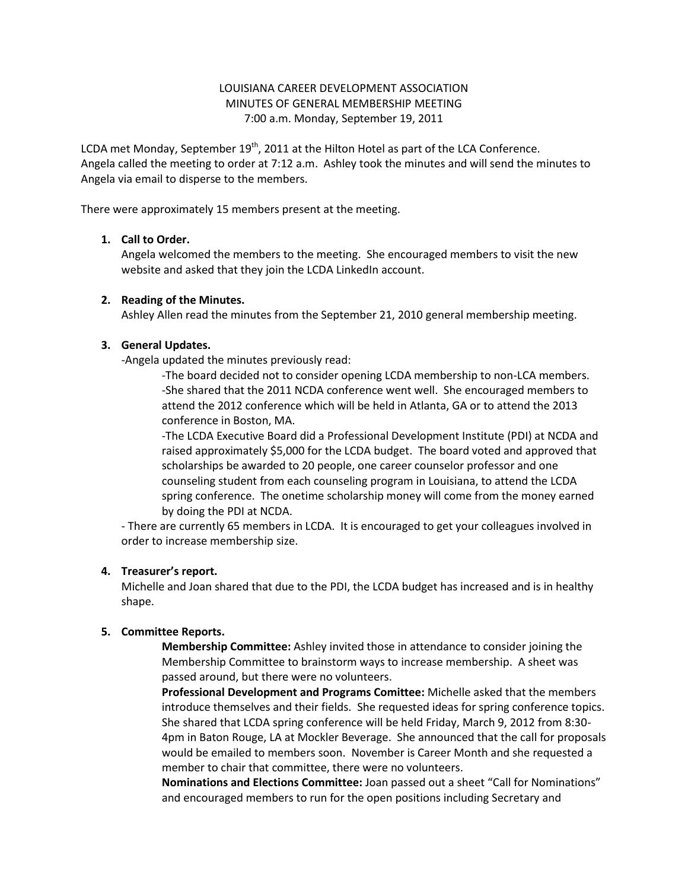LOUISIANA CAREER DEVELOPMENT ASSOCIATION
MINUTES OF GENERAL MEMBERSHIP MEETING
7:00 a.m. Monday, September 19, 2011

LCDA met Monday, September 19th, 2011 at the Hilton Hotel as part of the LCA Conference. Angela called the meeting to order at 7:12 a.m. Ashley took the minutes and will send the minutes to Angela via email to disperse to the members.

There were approximately 15 members present at the meeting.

1. **Call to Order.**
   Angela welcomed the members to the meeting. She encouraged members to visit the new website and asked that they join the LCDA LinkedIn account.

2. **Reading of the Minutes.**
   Ashley Allen read the minutes from the September 21, 2010 general membership meeting.

3. **General Updates.**
   -Angela updated the minutes previously read:
   - -The board decided not to consider opening LCDA membership to non-LCA members.
   - -She shared that the 2011 NCDA conference went well. She encouraged members to attend the 2012 conference which will be held in Atlanta, GA or to attend the 2013 conference in Boston, MA.
   - -The LCDA Executive Board did a Professional Development Institute (PDI) at NCDA and raised approximately $5,000 for the LCDA budget. The board voted and approved that scholarships be awarded to 20 people, one career counselor professor and one counseling student from each counseling program in Louisiana, to attend the LCDA spring conference. The onetime scholarship money will come from the money earned by doing the PDI at NCDA.

   - There are currently 65 members in LCDA. It is encouraged to get your colleagues involved in order to increase membership size.

4. **Treasurer's report.**
   Michelle and Joan shared that due to the PDI, the LCDA budget has increased and is in healthy shape.

5. **Committee Reports.**
   **Membership Committee:** Ashley invited those in attendance to consider joining the Membership Committee to brainstorm ways to increase membership. A sheet was passed around, but there were no volunteers.
   **Professional Development and Programs Comittee:** Michelle asked that the members introduce themselves and their fields. She requested ideas for spring conference topics. She shared that LCDA spring conference will be held Friday, March 9, 2012 from 8:30-4pm in Baton Rouge, LA at Mockler Beverage. She announced that the call for proposals would be emailed to members soon. November is Career Month and she requested a member to chair that committee, there were no volunteers.
   **Nominations and Elections Committee:** Joan passed out a sheet "Call for Nominations" and encouraged members to run for the open positions including Secretary and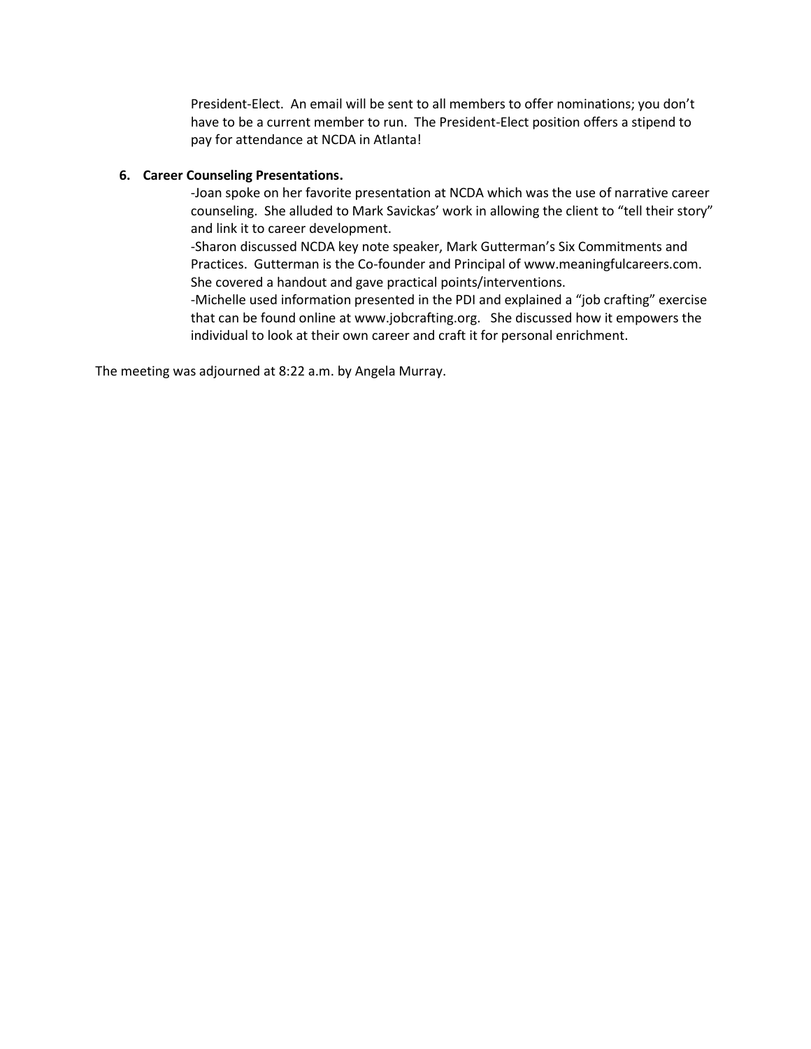President-Elect. An email will be sent to all members to offer nominations; you don't have to be a current member to run. The President-Elect position offers a stipend to pay for attendance at NCDA in Atlanta!

6. **Career Counseling Presentations.**

   -Joan spoke on her favorite presentation at NCDA which was the use of narrative career counseling. She alluded to Mark Savickas' work in allowing the client to "tell their story" and link it to career development.

   -Sharon discussed NCDA key note speaker, Mark Gutterman's Six Commitments and Practices. Gutterman is the Co-founder and Principal of www.meaningfulcareers.com. She covered a handout and gave practical points/interventions.

   -Michelle used information presented in the PDI and explained a "job crafting" exercise that can be found online at www.jobcrafting.org. She discussed how it empowers the individual to look at their own career and craft it for personal enrichment.

The meeting was adjourned at 8:22 a.m. by Angela Murray.